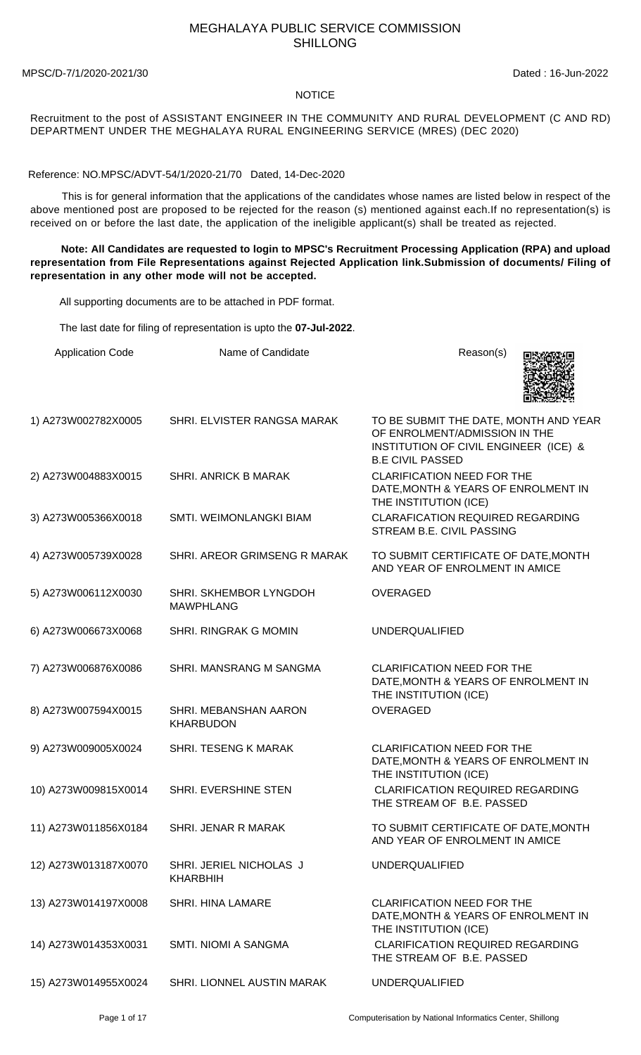# MEGHALAYA PUBLIC SERVICE COMMISSION
## SHILLONG

MPSC/D-7/1/2020-2021/30 Dated : 16-Jun-2022

**NOTICE**

Recruitment to the post of ASSISTANT ENGINEER IN THE COMMUNITY AND RURAL DEVELOPMENT (C AND RD) DEPARTMENT UNDER THE MEGHALAYA RURAL ENGINEERING SERVICE (MRES) (DEC 2020)

Reference: NO.MPSC/ADVT-54/1/2020-21/70 Dated, 14-Dec-2020

This is for general information that the applications of the candidates whose names are listed below in respect of the above mentioned post are proposed to be rejected for the reason (s) mentioned against each.If no representation(s) is received on or before the last date, the application of the ineligible applicant(s) shall be treated as rejected.

**Note: All Candidates are requested to login to MPSC's Recruitment Processing Application (RPA) and upload representation from File Representations against Rejected Application link.Submission of documents/ Filing of representation in any other mode will not be accepted.**

All supporting documents are to be attached in PDF format.

The last date for filing of representation is upto the **07-Jul-2022**.

| Application Code | Name of Candidate | Reason(s) |
|---|---|---|
| 1) A273W002782X0005 | SHRI. ELVISTER RANGSA MARAK | TO BE SUBMIT THE DATE, MONTH AND YEAR OF ENROLMENT/ADMISSION IN THE INSTITUTION OF CIVIL ENGINEER (ICE) & B.E CIVIL PASSED |
| 2) A273W004883X0015 | SHRI. ANRICK B MARAK | CLARIFICATION NEED FOR THE DATE,MONTH & YEARS OF ENROLMENT IN THE INSTITUTION (ICE) |
| 3) A273W005366X0018 | SMTI. WEIMONLANGKI BIAM | CLARAFICATION REQUIRED REGARDING STREAM B.E. CIVIL PASSING |
| 4) A273W005739X0028 | SHRI. AREOR GRIMSENG R MARAK | TO SUBMIT CERTIFICATE OF DATE,MONTH AND YEAR OF ENROLMENT IN AMICE |
| 5) A273W006112X0030 | SHRI. SKHEMBOR LYNGDOH MAWPHLANG | OVERAGED |
| 6) A273W006673X0068 | SHRI. RINGRAK G MOMIN | UNDERQUALIFIED |
| 7) A273W006876X0086 | SHRI. MANSRANG M SANGMA | CLARIFICATION NEED FOR THE DATE,MONTH & YEARS OF ENROLMENT IN THE INSTITUTION (ICE) |
| 8) A273W007594X0015 | SHRI. MEBANSHAN AARON KHARBUDON | OVERAGED |
| 9) A273W009005X0024 | SHRI. TESENG K MARAK | CLARIFICATION NEED FOR THE DATE,MONTH & YEARS OF ENROLMENT IN THE INSTITUTION (ICE) |
| 10) A273W009815X0014 | SHRI. EVERSHINE STEN | CLARIFICATION REQUIRED REGARDING THE STREAM OF B.E. PASSED |
| 11) A273W011856X0184 | SHRI. JENAR R MARAK | TO SUBMIT CERTIFICATE OF DATE,MONTH AND YEAR OF ENROLMENT IN AMICE |
| 12) A273W013187X0070 | SHRI. JERIEL NICHOLAS J KHARBHIH | UNDERQUALIFIED |
| 13) A273W014197X0008 | SHRI. HINA LAMARE | CLARIFICATION NEED FOR THE DATE,MONTH & YEARS OF ENROLMENT IN THE INSTITUTION (ICE) |
| 14) A273W014353X0031 | SMTI. NIOMI A SANGMA | CLARIFICATION REQUIRED REGARDING THE STREAM OF B.E. PASSED |
| 15) A273W014955X0024 | SHRI. LIONNEL AUSTIN MARAK | UNDERQUALIFIED |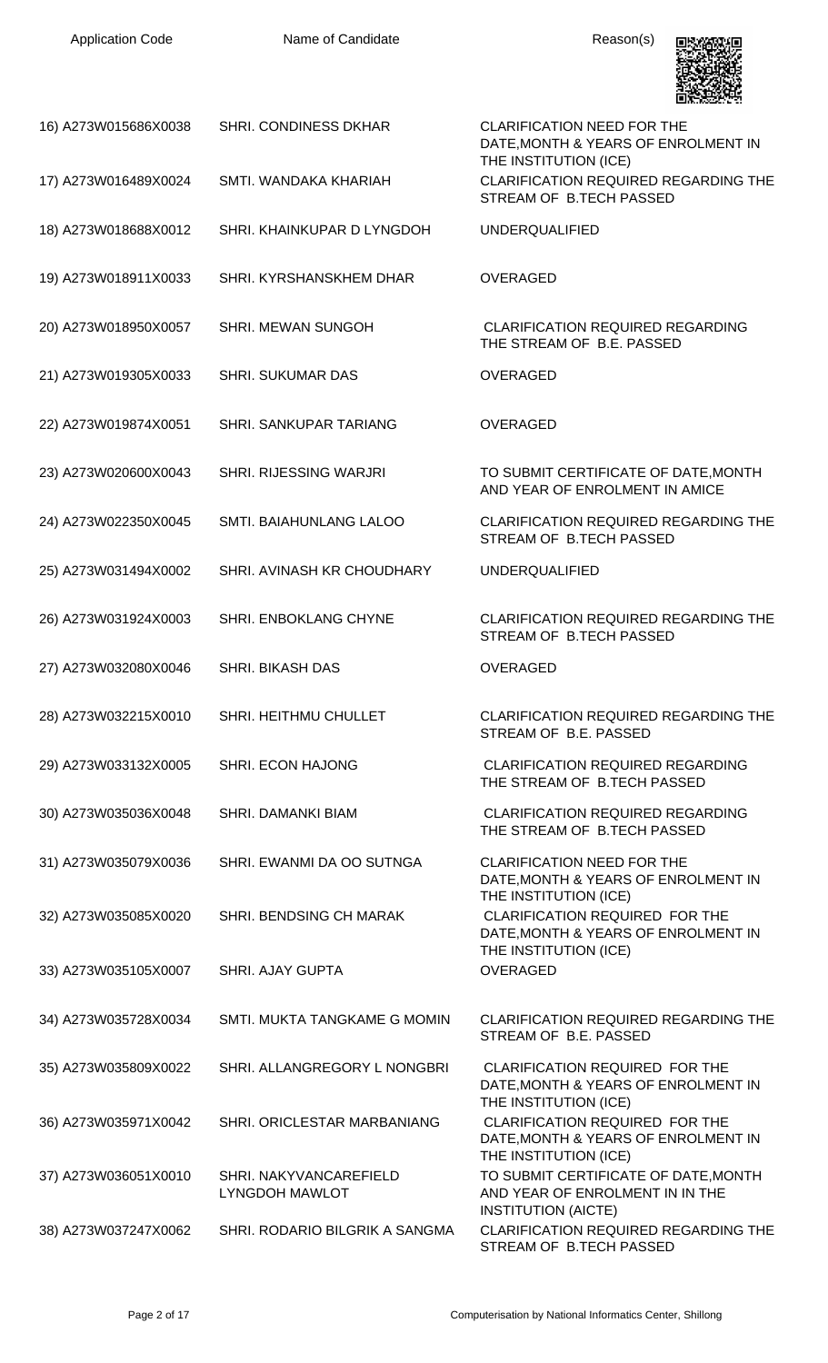| Application Code | Name of Candidate | Reason(s) |
|---|---|---|
| 16) A273W015686X0038 | SHRI. CONDINESS DKHAR | CLARIFICATION NEED FOR THE DATE,MONTH & YEARS OF ENROLMENT IN THE INSTITUTION (ICE) |
| 17) A273W016489X0024 | SMTI. WANDAKA KHARIAH | CLARIFICATION REQUIRED REGARDING THE STREAM OF B.TECH PASSED |
| 18) A273W018688X0012 | SHRI. KHAINKUPAR D LYNGDOH | UNDERQUALIFIED |
| 19) A273W018911X0033 | SHRI. KYRSHANSKHEM DHAR | OVERAGED |
| 20) A273W018950X0057 | SHRI. MEWAN SUNGOH | CLARIFICATION REQUIRED REGARDING THE STREAM OF B.E. PASSED |
| 21) A273W019305X0033 | SHRI. SUKUMAR DAS | OVERAGED |
| 22) A273W019874X0051 | SHRI. SANKUPAR TARIANG | OVERAGED |
| 23) A273W020600X0043 | SHRI. RIJESSING WARJRI | TO SUBMIT CERTIFICATE OF DATE,MONTH AND YEAR OF ENROLMENT IN AMICE |
| 24) A273W022350X0045 | SMTI. BAIAHUNLANG LALOO | CLARIFICATION REQUIRED REGARDING THE STREAM OF B.TECH PASSED |
| 25) A273W031494X0002 | SHRI. AVINASH KR CHOUDHARY | UNDERQUALIFIED |
| 26) A273W031924X0003 | SHRI. ENBOKLANG CHYNE | CLARIFICATION REQUIRED REGARDING THE STREAM OF B.TECH PASSED |
| 27) A273W032080X0046 | SHRI. BIKASH DAS | OVERAGED |
| 28) A273W032215X0010 | SHRI. HEITHMU CHULLET | CLARIFICATION REQUIRED REGARDING THE STREAM OF B.E. PASSED |
| 29) A273W033132X0005 | SHRI. ECON HAJONG | CLARIFICATION REQUIRED REGARDING THE STREAM OF B.TECH PASSED |
| 30) A273W035036X0048 | SHRI. DAMANKI BIAM | CLARIFICATION REQUIRED REGARDING THE STREAM OF B.TECH PASSED |
| 31) A273W035079X0036 | SHRI. EWANMI DA OO SUTNGA | CLARIFICATION NEED FOR THE DATE,MONTH & YEARS OF ENROLMENT IN THE INSTITUTION (ICE) |
| 32) A273W035085X0020 | SHRI. BENDSING CH MARAK | CLARIFICATION REQUIRED FOR THE DATE,MONTH & YEARS OF ENROLMENT IN THE INSTITUTION (ICE) |
| 33) A273W035105X0007 | SHRI. AJAY GUPTA | OVERAGED |
| 34) A273W035728X0034 | SMTI. MUKTA TANGKAME G MOMIN | CLARIFICATION REQUIRED REGARDING THE STREAM OF B.E. PASSED |
| 35) A273W035809X0022 | SHRI. ALLANGREGORY L NONGBRI | CLARIFICATION REQUIRED FOR THE DATE,MONTH & YEARS OF ENROLMENT IN THE INSTITUTION (ICE) |
| 36) A273W035971X0042 | SHRI. ORICLESTAR MARBANIANG | CLARIFICATION REQUIRED FOR THE DATE,MONTH & YEARS OF ENROLMENT IN THE INSTITUTION (ICE) |
| 37) A273W036051X0010 | SHRI. NAKYVANCAREFIELD LYNGDOH MAWLOT | TO SUBMIT CERTIFICATE OF DATE,MONTH AND YEAR OF ENROLMENT IN IN THE INSTITUTION (AICTE) |
| 38) A273W037247X0062 | SHRI. RODARIO BILGRIK A SANGMA | CLARIFICATION REQUIRED REGARDING THE STREAM OF B.TECH PASSED |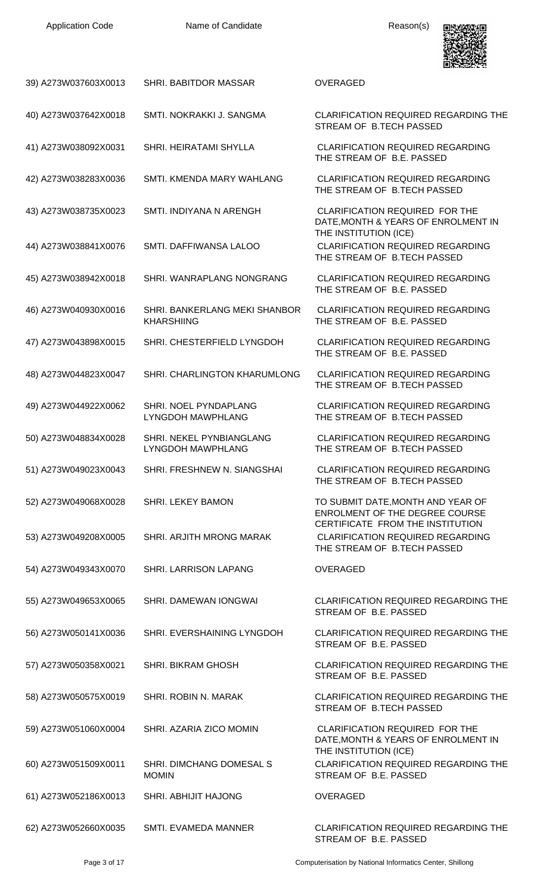| Application Code | Name of Candidate | Reason(s) |
|---|---|---|
| 39) A273W037603X0013 | SHRI. BABITDOR MASSAR | OVERAGED |
| 40) A273W037642X0018 | SMTI. NOKRAKKI J. SANGMA | CLARIFICATION REQUIRED REGARDING THE STREAM OF B.TECH PASSED |
| 41) A273W038092X0031 | SHRI. HEIRATAMI SHYLLA | CLARIFICATION REQUIRED REGARDING THE STREAM OF B.E. PASSED |
| 42) A273W038283X0036 | SMTI. KMENDA MARY WAHLANG | CLARIFICATION REQUIRED REGARDING THE STREAM OF B.TECH PASSED |
| 43) A273W038735X0023 | SMTI. INDIYANA N ARENGH | CLARIFICATION REQUIRED FOR THE DATE,MONTH & YEARS OF ENROLMENT IN THE INSTITUTION (ICE) |
| 44) A273W038841X0076 | SMTI. DAFFIWANSA LALOO | CLARIFICATION REQUIRED REGARDING THE STREAM OF B.TECH PASSED |
| 45) A273W038942X0018 | SHRI. WANRAPLANG NONGRANG | CLARIFICATION REQUIRED REGARDING THE STREAM OF B.E. PASSED |
| 46) A273W040930X0016 | SHRI. BANKERLANG MEKI SHANBOR KHARSHIING | CLARIFICATION REQUIRED REGARDING THE STREAM OF B.E. PASSED |
| 47) A273W043898X0015 | SHRI. CHESTERFIELD LYNGDOH | CLARIFICATION REQUIRED REGARDING THE STREAM OF B.E. PASSED |
| 48) A273W044823X0047 | SHRI. CHARLINGTON KHARUMLONG | CLARIFICATION REQUIRED REGARDING THE STREAM OF B.TECH PASSED |
| 49) A273W044922X0062 | SHRI. NOEL PYNDAPLANG LYNGDOH MAWPHLANG | CLARIFICATION REQUIRED REGARDING THE STREAM OF B.TECH PASSED |
| 50) A273W048834X0028 | SHRI. NEKEL PYNBIANGLANG LYNGDOH MAWPHLANG | CLARIFICATION REQUIRED REGARDING THE STREAM OF B.TECH PASSED |
| 51) A273W049023X0043 | SHRI. FRESHNEW N. SIANGSHAI | CLARIFICATION REQUIRED REGARDING THE STREAM OF B.TECH PASSED |
| 52) A273W049068X0028 | SHRI. LEKEY BAMON | TO SUBMIT DATE,MONTH AND YEAR OF ENROLMENT OF THE DEGREE COURSE CERTIFICATE FROM THE INSTITUTION |
| 53) A273W049208X0005 | SHRI. ARJITH MRONG MARAK | CLARIFICATION REQUIRED REGARDING THE STREAM OF B.TECH PASSED |
| 54) A273W049343X0070 | SHRI. LARRISON LAPANG | OVERAGED |
| 55) A273W049653X0065 | SHRI. DAMEWAN IONGWAI | CLARIFICATION REQUIRED REGARDING THE STREAM OF B.E. PASSED |
| 56) A273W050141X0036 | SHRI. EVERSHAINING LYNGDOH | CLARIFICATION REQUIRED REGARDING THE STREAM OF B.E. PASSED |
| 57) A273W050358X0021 | SHRI. BIKRAM GHOSH | CLARIFICATION REQUIRED REGARDING THE STREAM OF B.E. PASSED |
| 58) A273W050575X0019 | SHRI. ROBIN N. MARAK | CLARIFICATION REQUIRED REGARDING THE STREAM OF B.TECH PASSED |
| 59) A273W051060X0004 | SHRI. AZARIA ZICO MOMIN | CLARIFICATION REQUIRED FOR THE DATE,MONTH & YEARS OF ENROLMENT IN THE INSTITUTION (ICE) |
| 60) A273W051509X0011 | SHRI. DIMCHANG DOMESAL S MOMIN | CLARIFICATION REQUIRED REGARDING THE STREAM OF B.E. PASSED |
| 61) A273W052186X0013 | SHRI. ABHIJIT HAJONG | OVERAGED |
| 62) A273W052660X0035 | SMTI. EVAMEDA MANNER | CLARIFICATION REQUIRED REGARDING THE STREAM OF B.E. PASSED |

Computerisation by National Informatics Center, Shillong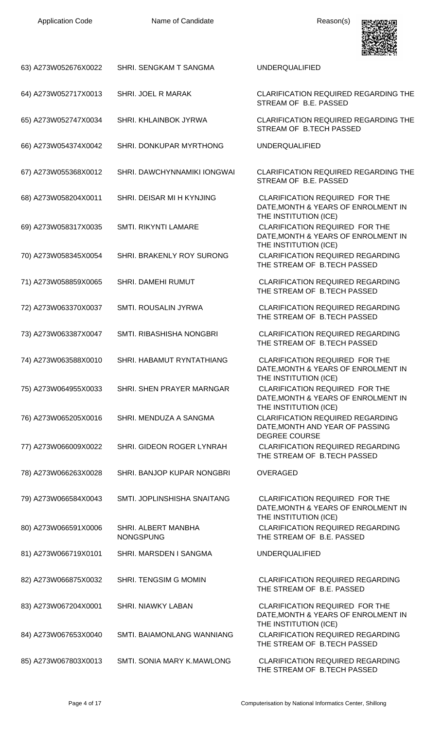| Application Code | Name of Candidate | Reason(s) |
|---|---|---|
| 63) A273W052676X0022 | SHRI. SENGKAM T SANGMA | UNDERQUALIFIED |
| 64) A273W052717X0013 | SHRI. JOEL R MARAK | CLARIFICATION REQUIRED REGARDING THE STREAM OF B.E. PASSED |
| 65) A273W052747X0034 | SHRI. KHLAINBOK JYRWA | CLARIFICATION REQUIRED REGARDING THE STREAM OF B.TECH PASSED |
| 66) A273W054374X0042 | SHRI. DONKUPAR MYRTHONG | UNDERQUALIFIED |
| 67) A273W055368X0012 | SHRI. DAWCHYNNAMIKI IONGWAI | CLARIFICATION REQUIRED REGARDING THE STREAM OF B.E. PASSED |
| 68) A273W058204X0011 | SHRI. DEISAR MI H KYNJING | CLARIFICATION REQUIRED FOR THE DATE,MONTH & YEARS OF ENROLMENT IN THE INSTITUTION (ICE) |
| 69) A273W058317X0035 | SMTI. RIKYNTI LAMARE | CLARIFICATION REQUIRED FOR THE DATE,MONTH & YEARS OF ENROLMENT IN THE INSTITUTION (ICE) |
| 70) A273W058345X0054 | SHRI. BRAKENLY ROY SURONG | CLARIFICATION REQUIRED REGARDING THE STREAM OF B.TECH PASSED |
| 71) A273W058859X0065 | SHRI. DAMEHI RUMUT | CLARIFICATION REQUIRED REGARDING THE STREAM OF B.TECH PASSED |
| 72) A273W063370X0037 | SMTI. ROUSALIN JYRWA | CLARIFICATION REQUIRED REGARDING THE STREAM OF B.TECH PASSED |
| 73) A273W063387X0047 | SMTI. RIBASHISHA NONGBRI | CLARIFICATION REQUIRED REGARDING THE STREAM OF B.TECH PASSED |
| 74) A273W063588X0010 | SHRI. HABAMUT RYNTATHIANG | CLARIFICATION REQUIRED FOR THE DATE,MONTH & YEARS OF ENROLMENT IN THE INSTITUTION (ICE) |
| 75) A273W064955X0033 | SHRI. SHEN PRAYER MARNGAR | CLARIFICATION REQUIRED FOR THE DATE,MONTH & YEARS OF ENROLMENT IN THE INSTITUTION (ICE) |
| 76) A273W065205X0016 | SHRI. MENDUZA A SANGMA | CLARIFICATION REQUIRED REGARDING DATE,MONTH AND YEAR OF PASSING DEGREE COURSE |
| 77) A273W066009X0022 | SHRI. GIDEON ROGER LYNRAH | CLARIFICATION REQUIRED REGARDING THE STREAM OF B.TECH PASSED |
| 78) A273W066263X0028 | SHRI. BANJOP KUPAR NONGBRI | OVERAGED |
| 79) A273W066584X0043 | SMTI. JOPLINSHISHA SNAITANG | CLARIFICATION REQUIRED FOR THE DATE,MONTH & YEARS OF ENROLMENT IN THE INSTITUTION (ICE) |
| 80) A273W066591X0006 | SHRI. ALBERT MANBHA NONGSPUNG | CLARIFICATION REQUIRED REGARDING THE STREAM OF B.E. PASSED |
| 81) A273W066719X0101 | SHRI. MARSDEN I SANGMA | UNDERQUALIFIED |
| 82) A273W066875X0032 | SHRI. TENGSIM G MOMIN | CLARIFICATION REQUIRED REGARDING THE STREAM OF B.E. PASSED |
| 83) A273W067204X0001 | SHRI. NIAWKY LABAN | CLARIFICATION REQUIRED FOR THE DATE,MONTH & YEARS OF ENROLMENT IN THE INSTITUTION (ICE) |
| 84) A273W067653X0040 | SMTI. BAIAMONLANG WANNIANG | CLARIFICATION REQUIRED REGARDING THE STREAM OF B.TECH PASSED |
| 85) A273W067803X0013 | SMTI. SONIA MARY K.MAWLONG | CLARIFICATION REQUIRED REGARDING THE STREAM OF B.TECH PASSED |

Computerisation by National Informatics Center, Shillong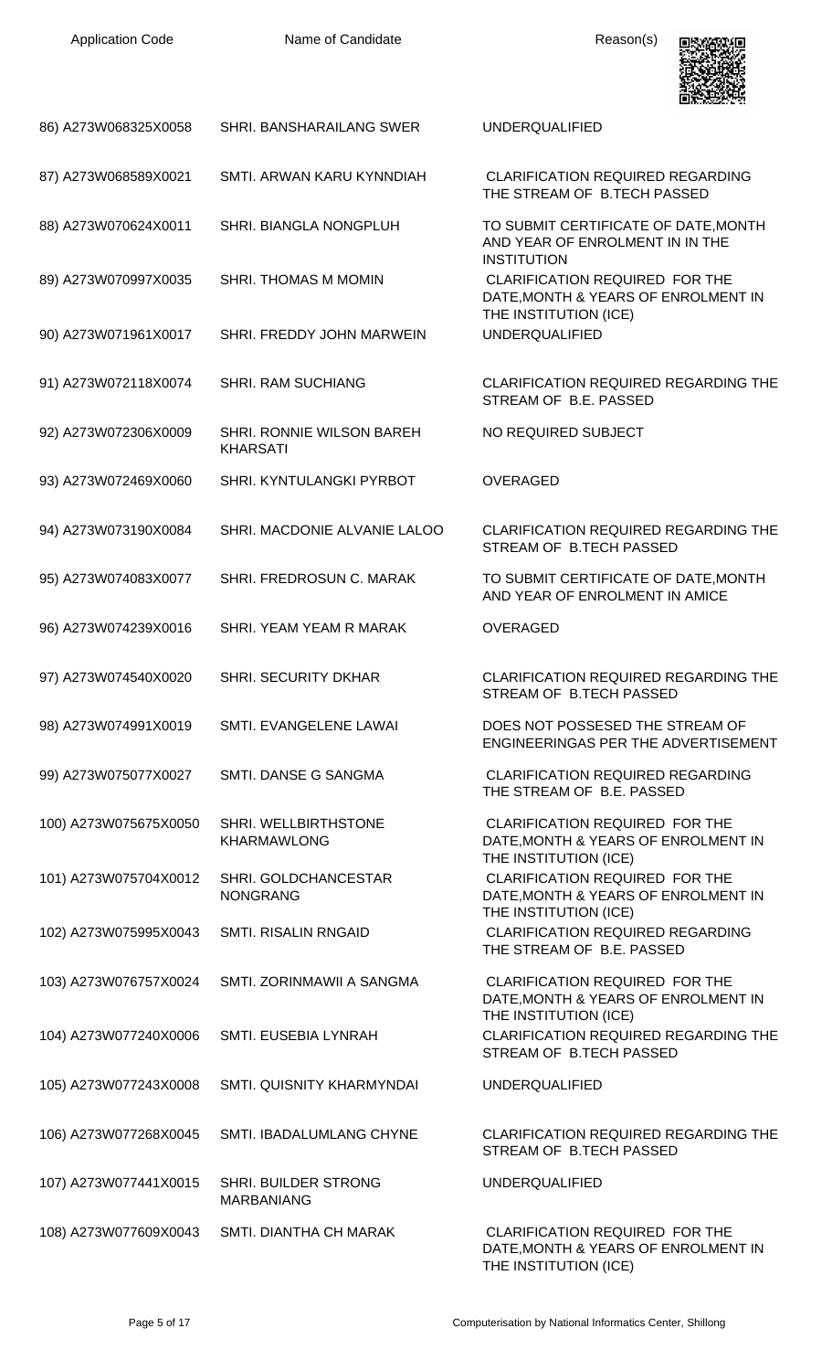| Application Code | Name of Candidate | Reason(s) |
|---|---|---|
| 86) A273W068325X0058 | SHRI. BANSHARAILANG SWER | UNDERQUALIFIED |
| 87) A273W068589X0021 | SMTI. ARWAN KARU KYNNDIAH | CLARIFICATION REQUIRED REGARDING THE STREAM OF B.TECH PASSED |
| 88) A273W070624X0011 | SHRI. BIANGLA NONGPLUH | TO SUBMIT CERTIFICATE OF DATE,MONTH AND YEAR OF ENROLMENT IN IN THE INSTITUTION |
| 89) A273W070997X0035 | SHRI. THOMAS M MOMIN | CLARIFICATION REQUIRED FOR THE DATE,MONTH & YEARS OF ENROLMENT IN THE INSTITUTION (ICE) |
| 90) A273W071961X0017 | SHRI. FREDDY JOHN MARWEIN | UNDERQUALIFIED |
| 91) A273W072118X0074 | SHRI. RAM SUCHIANG | CLARIFICATION REQUIRED REGARDING THE STREAM OF B.E. PASSED |
| 92) A273W072306X0009 | SHRI. RONNIE WILSON BAREH KHARSATI | NO REQUIRED SUBJECT |
| 93) A273W072469X0060 | SHRI. KYNTULANGKI PYRBOT | OVERAGED |
| 94) A273W073190X0084 | SHRI. MACDONIE ALVANIE LALOO | CLARIFICATION REQUIRED REGARDING THE STREAM OF B.TECH PASSED |
| 95) A273W074083X0077 | SHRI. FREDROSUN C. MARAK | TO SUBMIT CERTIFICATE OF DATE,MONTH AND YEAR OF ENROLMENT IN AMICE |
| 96) A273W074239X0016 | SHRI. YEAM YEAM R MARAK | OVERAGED |
| 97) A273W074540X0020 | SHRI. SECURITY DKHAR | CLARIFICATION REQUIRED REGARDING THE STREAM OF B.TECH PASSED |
| 98) A273W074991X0019 | SMTI. EVANGELENE LAWAI | DOES NOT POSSESED THE STREAM OF ENGINEERINGAS PER THE ADVERTISEMENT |
| 99) A273W075077X0027 | SMTI. DANSE G SANGMA | CLARIFICATION REQUIRED REGARDING THE STREAM OF B.E. PASSED |
| 100) A273W075675X0050 | SHRI. WELLBIRTHSTONE KHARMAWLONG | CLARIFICATION REQUIRED FOR THE DATE,MONTH & YEARS OF ENROLMENT IN THE INSTITUTION (ICE) |
| 101) A273W075704X0012 | SHRI. GOLDCHANCESTAR NONGRANG | CLARIFICATION REQUIRED FOR THE DATE,MONTH & YEARS OF ENROLMENT IN THE INSTITUTION (ICE) |
| 102) A273W075995X0043 | SMTI. RISALIN RNGAID | CLARIFICATION REQUIRED REGARDING THE STREAM OF B.E. PASSED |
| 103) A273W076757X0024 | SMTI. ZORINMAWII A SANGMA | CLARIFICATION REQUIRED FOR THE DATE,MONTH & YEARS OF ENROLMENT IN THE INSTITUTION (ICE) |
| 104) A273W077240X0006 | SMTI. EUSEBIA LYNRAH | CLARIFICATION REQUIRED REGARDING THE STREAM OF B.TECH PASSED |
| 105) A273W077243X0008 | SMTI. QUISNITY KHARMYNDAI | UNDERQUALIFIED |
| 106) A273W077268X0045 | SMTI. IBADALUMLANG CHYNE | CLARIFICATION REQUIRED REGARDING THE STREAM OF B.TECH PASSED |
| 107) A273W077441X0015 | SHRI. BUILDER STRONG MARBANIANG | UNDERQUALIFIED |
| 108) A273W077609X0043 | SMTI. DIANTHA CH MARAK | CLARIFICATION REQUIRED FOR THE DATE,MONTH & YEARS OF ENROLMENT IN THE INSTITUTION (ICE) |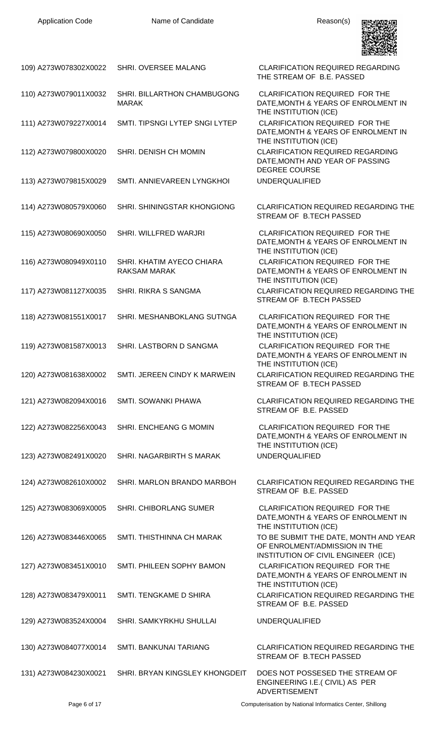| Application Code | Name of Candidate | Reason(s) |
| --- | --- | --- |
| 109) A273W078302X0022 | SHRI. OVERSEE MALANG | CLARIFICATION REQUIRED REGARDING THE STREAM OF B.E. PASSED |
| 110) A273W079011X0032 | SHRI. BILLARTHON CHAMBUGONG MARAK | CLARIFICATION REQUIRED FOR THE DATE,MONTH & YEARS OF ENROLMENT IN THE INSTITUTION (ICE) |
| 111) A273W079227X0014 | SMTI. TIPSNGI LYTEP SNGI LYTEP | CLARIFICATION REQUIRED FOR THE DATE,MONTH & YEARS OF ENROLMENT IN THE INSTITUTION (ICE) |
| 112) A273W079800X0020 | SHRI. DENISH CH MOMIN | CLARIFICATION REQUIRED REGARDING DATE,MONTH AND YEAR OF PASSING DEGREE COURSE |
| 113) A273W079815X0029 | SMTI. ANNIEVAREEN LYNGKHOI | UNDERQUALIFIED |
| 114) A273W080579X0060 | SHRI. SHININGSTAR KHONGIONG | CLARIFICATION REQUIRED REGARDING THE STREAM OF B.TECH PASSED |
| 115) A273W080690X0050 | SHRI. WILLFRED WARJRI | CLARIFICATION REQUIRED FOR THE DATE,MONTH & YEARS OF ENROLMENT IN THE INSTITUTION (ICE) |
| 116) A273W080949X0110 | SHRI. KHATIM AYECO CHIARA RAKSAM MARAK | CLARIFICATION REQUIRED FOR THE DATE,MONTH & YEARS OF ENROLMENT IN THE INSTITUTION (ICE) |
| 117) A273W081127X0035 | SHRI. RIKRA S SANGMA | CLARIFICATION REQUIRED REGARDING THE STREAM OF B.TECH PASSED |
| 118) A273W081551X0017 | SHRI. MESHANBOKLANG SUTNGA | CLARIFICATION REQUIRED FOR THE DATE,MONTH & YEARS OF ENROLMENT IN THE INSTITUTION (ICE) |
| 119) A273W081587X0013 | SHRI. LASTBORN D SANGMA | CLARIFICATION REQUIRED FOR THE DATE,MONTH & YEARS OF ENROLMENT IN THE INSTITUTION (ICE) |
| 120) A273W081638X0002 | SMTI. JEREEN CINDY K MARWEIN | CLARIFICATION REQUIRED REGARDING THE STREAM OF B.TECH PASSED |
| 121) A273W082094X0016 | SMTI. SOWANKI PHAWA | CLARIFICATION REQUIRED REGARDING THE STREAM OF B.E. PASSED |
| 122) A273W082256X0043 | SHRI. ENCHEANG G MOMIN | CLARIFICATION REQUIRED FOR THE DATE,MONTH & YEARS OF ENROLMENT IN THE INSTITUTION (ICE) |
| 123) A273W082491X0020 | SHRI. NAGARBIRTH S MARAK | UNDERQUALIFIED |
| 124) A273W082610X0002 | SHRI. MARLON BRANDO MARBOH | CLARIFICATION REQUIRED REGARDING THE STREAM OF B.E. PASSED |
| 125) A273W083069X0005 | SHRI. CHIBORLANG SUMER | CLARIFICATION REQUIRED FOR THE DATE,MONTH & YEARS OF ENROLMENT IN THE INSTITUTION (ICE) |
| 126) A273W083446X0065 | SMTI. THISTHINNA CH MARAK | TO BE SUBMIT THE DATE, MONTH AND YEAR OF ENROLMENT/ADMISSION IN THE INSTITUTION OF CIVIL ENGINEER (ICE) |
| 127) A273W083451X0010 | SMTI. PHILEEN SOPHY BAMON | CLARIFICATION REQUIRED FOR THE DATE,MONTH & YEARS OF ENROLMENT IN THE INSTITUTION (ICE) |
| 128) A273W083479X0011 | SMTI. TENGKAME D SHIRA | CLARIFICATION REQUIRED REGARDING THE STREAM OF B.E. PASSED |
| 129) A273W083524X0004 | SHRI. SAMKYRKHU SHULLAI | UNDERQUALIFIED |
| 130) A273W084077X0014 | SMTI. BANKUNAI TARIANG | CLARIFICATION REQUIRED REGARDING THE STREAM OF B.TECH PASSED |
| 131) A273W084230X0021 | SHRI. BRYAN KINGSLEY KHONGDEIT | DOES NOT POSSESED THE STREAM OF ENGINEERING I.E.( CIVIL) AS PER ADVERTISEMENT |

Computerisation by National Informatics Center, Shillong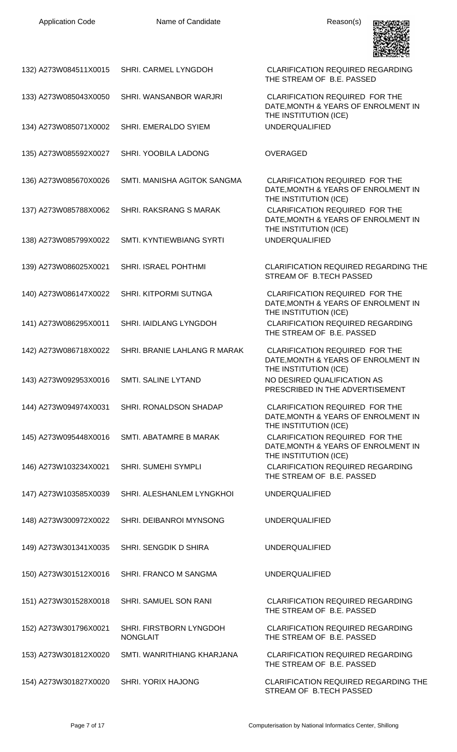| Application Code | Name of Candidate | Reason(s) |
| --- | --- | --- |
| 132) A273W084511X0015 | SHRI. CARMEL LYNGDOH | CLARIFICATION REQUIRED REGARDING THE STREAM OF B.E. PASSED |
| 133) A273W085043X0050 | SHRI. WANSANBOR WARJRI | CLARIFICATION REQUIRED FOR THE DATE,MONTH & YEARS OF ENROLMENT IN THE INSTITUTION (ICE) |
| 134) A273W085071X0002 | SHRI. EMERALDO SYIEM | UNDERQUALIFIED |
| 135) A273W085592X0027 | SHRI. YOOBILA LADONG | OVERAGED |
| 136) A273W085670X0026 | SMTI. MANISHA AGITOK SANGMA | CLARIFICATION REQUIRED FOR THE DATE,MONTH & YEARS OF ENROLMENT IN THE INSTITUTION (ICE) |
| 137) A273W085788X0062 | SHRI. RAKSRANG S MARAK | CLARIFICATION REQUIRED FOR THE DATE,MONTH & YEARS OF ENROLMENT IN THE INSTITUTION (ICE) |
| 138) A273W085799X0022 | SMTI. KYNTIEWBIANG SYRTI | UNDERQUALIFIED |
| 139) A273W086025X0021 | SHRI. ISRAEL POHTHMI | CLARIFICATION REQUIRED REGARDING THE STREAM OF B.TECH PASSED |
| 140) A273W086147X0022 | SHRI. KITPORMI SUTNGA | CLARIFICATION REQUIRED FOR THE DATE,MONTH & YEARS OF ENROLMENT IN THE INSTITUTION (ICE) |
| 141) A273W086295X0011 | SHRI. IAIDLANG LYNGDOH | CLARIFICATION REQUIRED REGARDING THE STREAM OF B.E. PASSED |
| 142) A273W086718X0022 | SHRI. BRANIE LAHLANG R MARAK | CLARIFICATION REQUIRED FOR THE DATE,MONTH & YEARS OF ENROLMENT IN THE INSTITUTION (ICE) |
| 143) A273W092953X0016 | SMTI. SALINE LYTAND | NO DESIRED QUALIFICATION AS PRESCRIBED IN THE ADVERTISEMENT |
| 144) A273W094974X0031 | SHRI. RONALDSON SHADAP | CLARIFICATION REQUIRED FOR THE DATE,MONTH & YEARS OF ENROLMENT IN THE INSTITUTION (ICE) |
| 145) A273W095448X0016 | SMTI. ABATAMRE B MARAK | CLARIFICATION REQUIRED FOR THE DATE,MONTH & YEARS OF ENROLMENT IN THE INSTITUTION (ICE) |
| 146) A273W103234X0021 | SHRI. SUMEHI SYMPLI | CLARIFICATION REQUIRED REGARDING THE STREAM OF B.E. PASSED |
| 147) A273W103585X0039 | SHRI. ALESHANLEM LYNGKHOI | UNDERQUALIFIED |
| 148) A273W300972X0022 | SHRI. DEIBANROI MYNSONG | UNDERQUALIFIED |
| 149) A273W301341X0035 | SHRI. SENGDIK D SHIRA | UNDERQUALIFIED |
| 150) A273W301512X0016 | SHRI. FRANCO M SANGMA | UNDERQUALIFIED |
| 151) A273W301528X0018 | SHRI. SAMUEL SON RANI | CLARIFICATION REQUIRED REGARDING THE STREAM OF B.E. PASSED |
| 152) A273W301796X0021 | SHRI. FIRSTBORN LYNGDOH NONGLAIT | CLARIFICATION REQUIRED REGARDING THE STREAM OF B.E. PASSED |
| 153) A273W301812X0020 | SMTI. WANRITHIANG KHARJANA | CLARIFICATION REQUIRED REGARDING THE STREAM OF B.E. PASSED |
| 154) A273W301827X0020 | SHRI. YORIX HAJONG | CLARIFICATION REQUIRED REGARDING THE STREAM OF B.TECH PASSED |

Computerisation by National Informatics Center, Shillong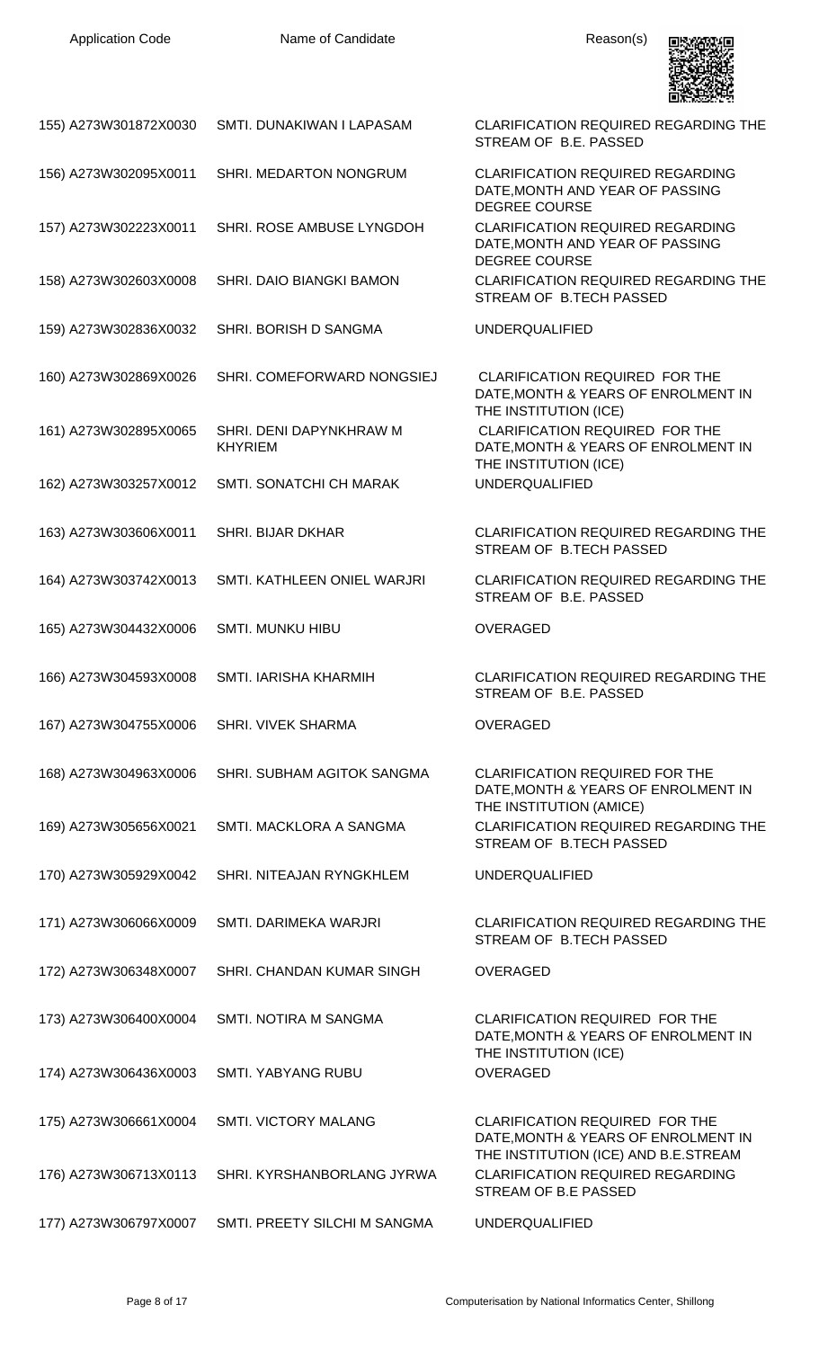| Application Code | Name of Candidate | Reason(s) |
|---|---|---|
| 155) A273W301872X0030 | SMTI. DUNAKIWAN I LAPASAM | CLARIFICATION REQUIRED REGARDING THE STREAM OF B.E. PASSED |
| 156) A273W302095X0011 | SHRI. MEDARTON NONGRUM | CLARIFICATION REQUIRED REGARDING DATE,MONTH AND YEAR OF PASSING DEGREE COURSE |
| 157) A273W302223X0011 | SHRI. ROSE AMBUSE LYNGDOH | CLARIFICATION REQUIRED REGARDING DATE,MONTH AND YEAR OF PASSING DEGREE COURSE |
| 158) A273W302603X0008 | SHRI. DAIO BIANGKI BAMON | CLARIFICATION REQUIRED REGARDING THE STREAM OF B.TECH PASSED |
| 159) A273W302836X0032 | SHRI. BORISH D SANGMA | UNDERQUALIFIED |
| 160) A273W302869X0026 | SHRI. COMEFORWARD NONGSIEJ | CLARIFICATION REQUIRED FOR THE DATE,MONTH & YEARS OF ENROLMENT IN THE INSTITUTION (ICE) |
| 161) A273W302895X0065 | SHRI. DENI DAPYNKHRAW M KHYRIEM | CLARIFICATION REQUIRED FOR THE DATE,MONTH & YEARS OF ENROLMENT IN THE INSTITUTION (ICE) |
| 162) A273W303257X0012 | SMTI. SONATCHI CH MARAK | UNDERQUALIFIED |
| 163) A273W303606X0011 | SHRI. BIJAR DKHAR | CLARIFICATION REQUIRED REGARDING THE STREAM OF B.TECH PASSED |
| 164) A273W303742X0013 | SMTI. KATHLEEN ONIEL WARJRI | CLARIFICATION REQUIRED REGARDING THE STREAM OF B.E. PASSED |
| 165) A273W304432X0006 | SMTI. MUNKU HIBU | OVERAGED |
| 166) A273W304593X0008 | SMTI. IARISHA KHARMIH | CLARIFICATION REQUIRED REGARDING THE STREAM OF B.E. PASSED |
| 167) A273W304755X0006 | SHRI. VIVEK SHARMA | OVERAGED |
| 168) A273W304963X0006 | SHRI. SUBHAM AGITOK SANGMA | CLARIFICATION REQUIRED FOR THE DATE,MONTH & YEARS OF ENROLMENT IN THE INSTITUTION (AMICE) |
| 169) A273W305656X0021 | SMTI. MACKLORA A SANGMA | CLARIFICATION REQUIRED REGARDING THE STREAM OF B.TECH PASSED |
| 170) A273W305929X0042 | SHRI. NITEAJAN RYNGKHLEM | UNDERQUALIFIED |
| 171) A273W306066X0009 | SMTI. DARIMEKA WARJRI | CLARIFICATION REQUIRED REGARDING THE STREAM OF B.TECH PASSED |
| 172) A273W306348X0007 | SHRI. CHANDAN KUMAR SINGH | OVERAGED |
| 173) A273W306400X0004 | SMTI. NOTIRA M SANGMA | CLARIFICATION REQUIRED FOR THE DATE,MONTH & YEARS OF ENROLMENT IN THE INSTITUTION (ICE) |
| 174) A273W306436X0003 | SMTI. YABYANG RUBU | OVERAGED |
| 175) A273W306661X0004 | SMTI. VICTORY MALANG | CLARIFICATION REQUIRED FOR THE DATE,MONTH & YEARS OF ENROLMENT IN THE INSTITUTION (ICE) AND B.E.STREAM |
| 176) A273W306713X0113 | SHRI. KYRSHANBORLANG JYRWA | CLARIFICATION REQUIRED REGARDING STREAM OF B.E PASSED |
| 177) A273W306797X0007 | SMTI. PREETY SILCHI M SANGMA | UNDERQUALIFIED |

Computerisation by National Informatics Center, Shillong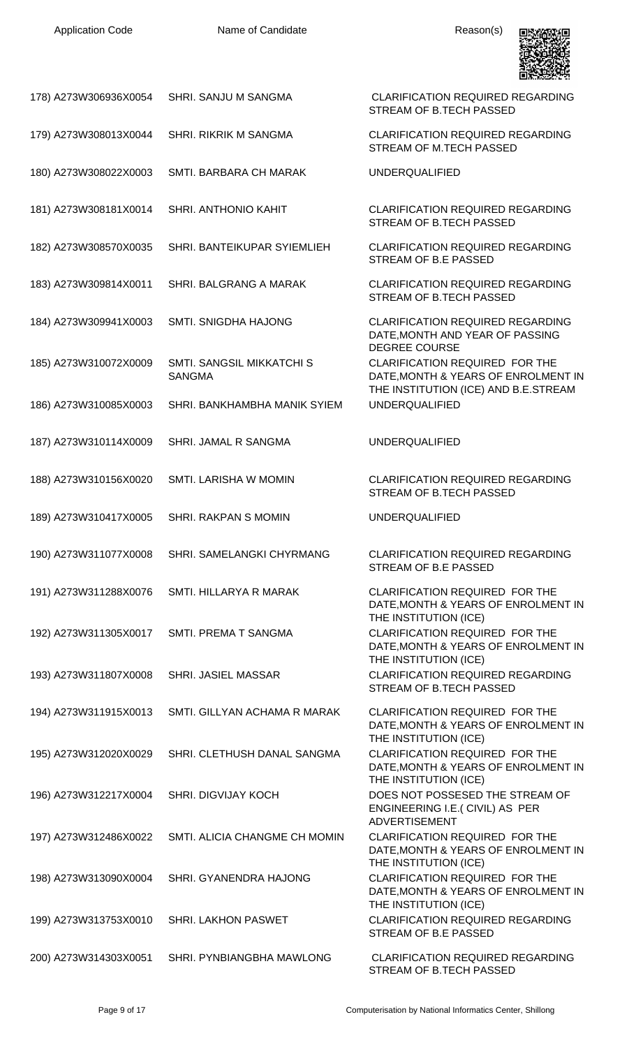| Application Code | Name of Candidate | Reason(s) |
|---|---|---|
| 178) A273W306936X0054 | SHRI. SANJU M SANGMA | CLARIFICATION REQUIRED REGARDING STREAM OF B.TECH PASSED |
| 179) A273W308013X0044 | SHRI. RIKRIK M SANGMA | CLARIFICATION REQUIRED REGARDING STREAM OF M.TECH PASSED |
| 180) A273W308022X0003 | SMTI. BARBARA CH MARAK | UNDERQUALIFIED |
| 181) A273W308181X0014 | SHRI. ANTHONIO KAHIT | CLARIFICATION REQUIRED REGARDING STREAM OF B.TECH PASSED |
| 182) A273W308570X0035 | SHRI. BANTEIKUPAR SYIEMLIEH | CLARIFICATION REQUIRED REGARDING STREAM OF B.E PASSED |
| 183) A273W309814X0011 | SHRI. BALGRANG A MARAK | CLARIFICATION REQUIRED REGARDING STREAM OF B.TECH PASSED |
| 184) A273W309941X0003 | SMTI. SNIGDHA HAJONG | CLARIFICATION REQUIRED REGARDING DATE,MONTH AND YEAR OF PASSING DEGREE COURSE |
| 185) A273W310072X0009 | SMTI. SANGSIL MIKKATCHI S SANGMA | CLARIFICATION REQUIRED FOR THE DATE,MONTH & YEARS OF ENROLMENT IN THE INSTITUTION (ICE) AND B.E.STREAM |
| 186) A273W310085X0003 | SHRI. BANKHAMBHA MANIK SYIEM | UNDERQUALIFIED |
| 187) A273W310114X0009 | SHRI. JAMAL R SANGMA | UNDERQUALIFIED |
| 188) A273W310156X0020 | SMTI. LARISHA W MOMIN | CLARIFICATION REQUIRED REGARDING STREAM OF B.TECH PASSED |
| 189) A273W310417X0005 | SHRI. RAKPAN S MOMIN | UNDERQUALIFIED |
| 190) A273W311077X0008 | SHRI. SAMELANGKI CHYRMANG | CLARIFICATION REQUIRED REGARDING STREAM OF B.E PASSED |
| 191) A273W311288X0076 | SMTI. HILLARYA R MARAK | CLARIFICATION REQUIRED FOR THE DATE,MONTH & YEARS OF ENROLMENT IN THE INSTITUTION (ICE) |
| 192) A273W311305X0017 | SMTI. PREMA T SANGMA | CLARIFICATION REQUIRED FOR THE DATE,MONTH & YEARS OF ENROLMENT IN THE INSTITUTION (ICE) |
| 193) A273W311807X0008 | SHRI. JASIEL MASSAR | CLARIFICATION REQUIRED REGARDING STREAM OF B.TECH PASSED |
| 194) A273W311915X0013 | SMTI. GILLYAN ACHAMA R MARAK | CLARIFICATION REQUIRED FOR THE DATE,MONTH & YEARS OF ENROLMENT IN THE INSTITUTION (ICE) |
| 195) A273W312020X0029 | SHRI. CLETHUSH DANAL SANGMA | CLARIFICATION REQUIRED FOR THE DATE,MONTH & YEARS OF ENROLMENT IN THE INSTITUTION (ICE) |
| 196) A273W312217X0004 | SHRI. DIGVIJAY KOCH | DOES NOT POSSESED THE STREAM OF ENGINEERING I.E.( CIVIL) AS PER ADVERTISEMENT |
| 197) A273W312486X0022 | SMTI. ALICIA CHANGME CH MOMIN | CLARIFICATION REQUIRED FOR THE DATE,MONTH & YEARS OF ENROLMENT IN THE INSTITUTION (ICE) |
| 198) A273W313090X0004 | SHRI. GYANENDRA HAJONG | CLARIFICATION REQUIRED FOR THE DATE,MONTH & YEARS OF ENROLMENT IN THE INSTITUTION (ICE) |
| 199) A273W313753X0010 | SHRI. LAKHON PASWET | CLARIFICATION REQUIRED REGARDING STREAM OF B.E PASSED |
| 200) A273W314303X0051 | SHRI. PYNBIANGBHA MAWLONG | CLARIFICATION REQUIRED REGARDING STREAM OF B.TECH PASSED |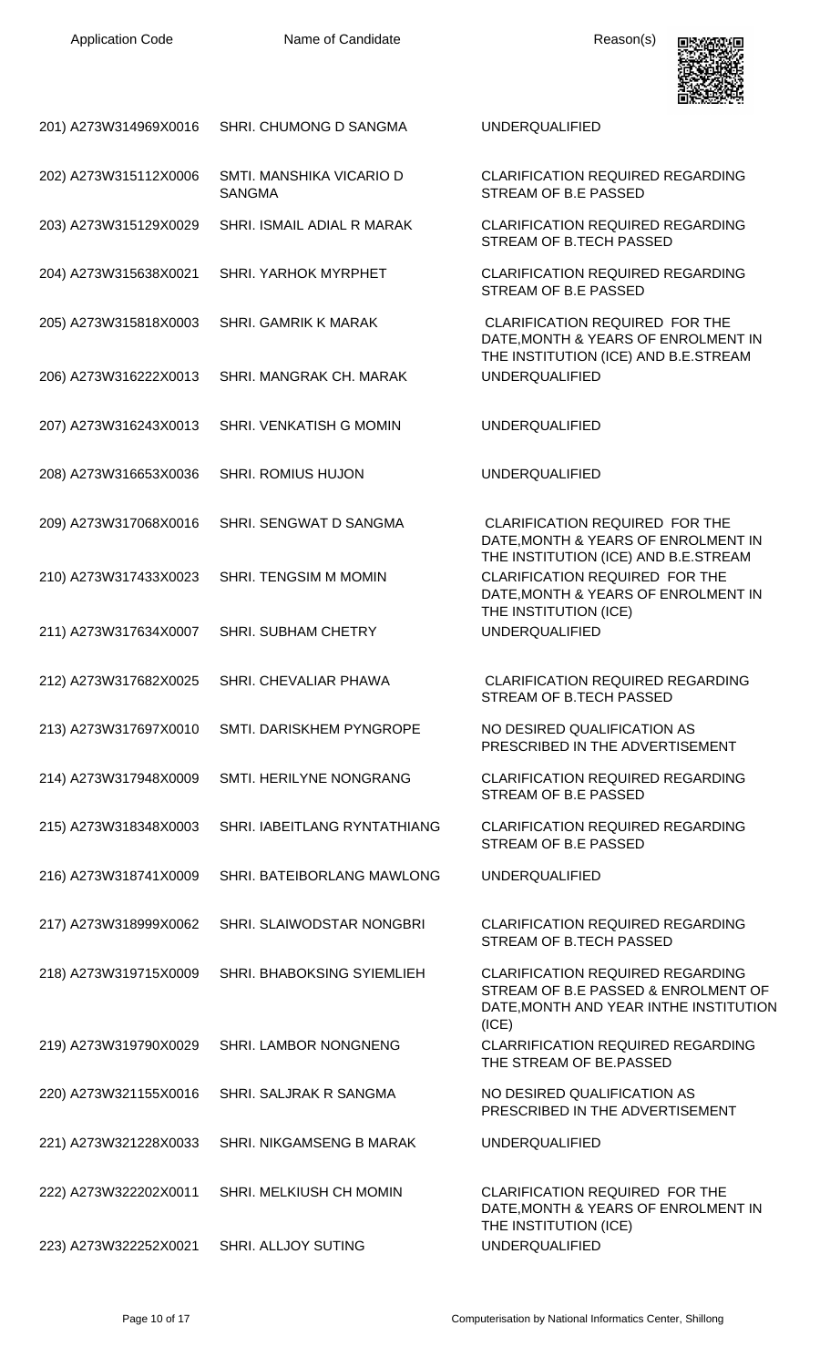| Application Code | Name of Candidate | Reason(s) |
| --- | --- | --- |
| 201) A273W314969X0016 | SHRI. CHUMONG D SANGMA | UNDERQUALIFIED |
| 202) A273W315112X0006 | SMTI. MANSHIKA VICARIO D SANGMA | CLARIFICATION REQUIRED REGARDING STREAM OF B.E PASSED |
| 203) A273W315129X0029 | SHRI. ISMAIL ADIAL R MARAK | CLARIFICATION REQUIRED REGARDING STREAM OF B.TECH PASSED |
| 204) A273W315638X0021 | SHRI. YARHOK MYRPHET | CLARIFICATION REQUIRED REGARDING STREAM OF B.E PASSED |
| 205) A273W315818X0003 | SHRI. GAMRIK K MARAK | CLARIFICATION REQUIRED FOR THE DATE,MONTH & YEARS OF ENROLMENT IN THE INSTITUTION (ICE) AND B.E.STREAM |
| 206) A273W316222X0013 | SHRI. MANGRAK CH. MARAK | UNDERQUALIFIED |
| 207) A273W316243X0013 | SHRI. VENKATISH G MOMIN | UNDERQUALIFIED |
| 208) A273W316653X0036 | SHRI. ROMIUS HUJON | UNDERQUALIFIED |
| 209) A273W317068X0016 | SHRI. SENGWAT D SANGMA | CLARIFICATION REQUIRED FOR THE DATE,MONTH & YEARS OF ENROLMENT IN THE INSTITUTION (ICE) AND B.E.STREAM |
| 210) A273W317433X0023 | SHRI. TENGSIM M MOMIN | CLARIFICATION REQUIRED FOR THE DATE,MONTH & YEARS OF ENROLMENT IN THE INSTITUTION (ICE) |
| 211) A273W317634X0007 | SHRI. SUBHAM CHETRY | UNDERQUALIFIED |
| 212) A273W317682X0025 | SHRI. CHEVALIAR PHAWA | CLARIFICATION REQUIRED REGARDING STREAM OF B.TECH PASSED |
| 213) A273W317697X0010 | SMTI. DARISKHEM PYNGROPE | NO DESIRED QUALIFICATION AS PRESCRIBED IN THE ADVERTISEMENT |
| 214) A273W317948X0009 | SMTI. HERILYNE NONGRANG | CLARIFICATION REQUIRED REGARDING STREAM OF B.E PASSED |
| 215) A273W318348X0003 | SHRI. IABEITLANG RYNTATHIANG | CLARIFICATION REQUIRED REGARDING STREAM OF B.E PASSED |
| 216) A273W318741X0009 | SHRI. BATEIBORLANG MAWLONG | UNDERQUALIFIED |
| 217) A273W318999X0062 | SHRI. SLAIWODSTAR NONGBRI | CLARIFICATION REQUIRED REGARDING STREAM OF B.TECH PASSED |
| 218) A273W319715X0009 | SHRI. BHABOKSING SYIEMLIEH | CLARIFICATION REQUIRED REGARDING STREAM OF B.E PASSED & ENROLMENT OF DATE,MONTH AND YEAR INTHE INSTITUTION (ICE) |
| 219) A273W319790X0029 | SHRI. LAMBOR NONGNENG | CLARRIFICATION REQUIRED REGARDING THE STREAM OF BE.PASSED |
| 220) A273W321155X0016 | SHRI. SALJRAK R SANGMA | NO DESIRED QUALIFICATION AS PRESCRIBED IN THE ADVERTISEMENT |
| 221) A273W321228X0033 | SHRI. NIKGAMSENG B MARAK | UNDERQUALIFIED |
| 222) A273W322202X0011 | SHRI. MELKIUSH CH MOMIN | CLARIFICATION REQUIRED FOR THE DATE,MONTH & YEARS OF ENROLMENT IN THE INSTITUTION (ICE) |
| 223) A273W322252X0021 | SHRI. ALLJOY SUTING | UNDERQUALIFIED |

Computerisation by National Informatics Center, Shillong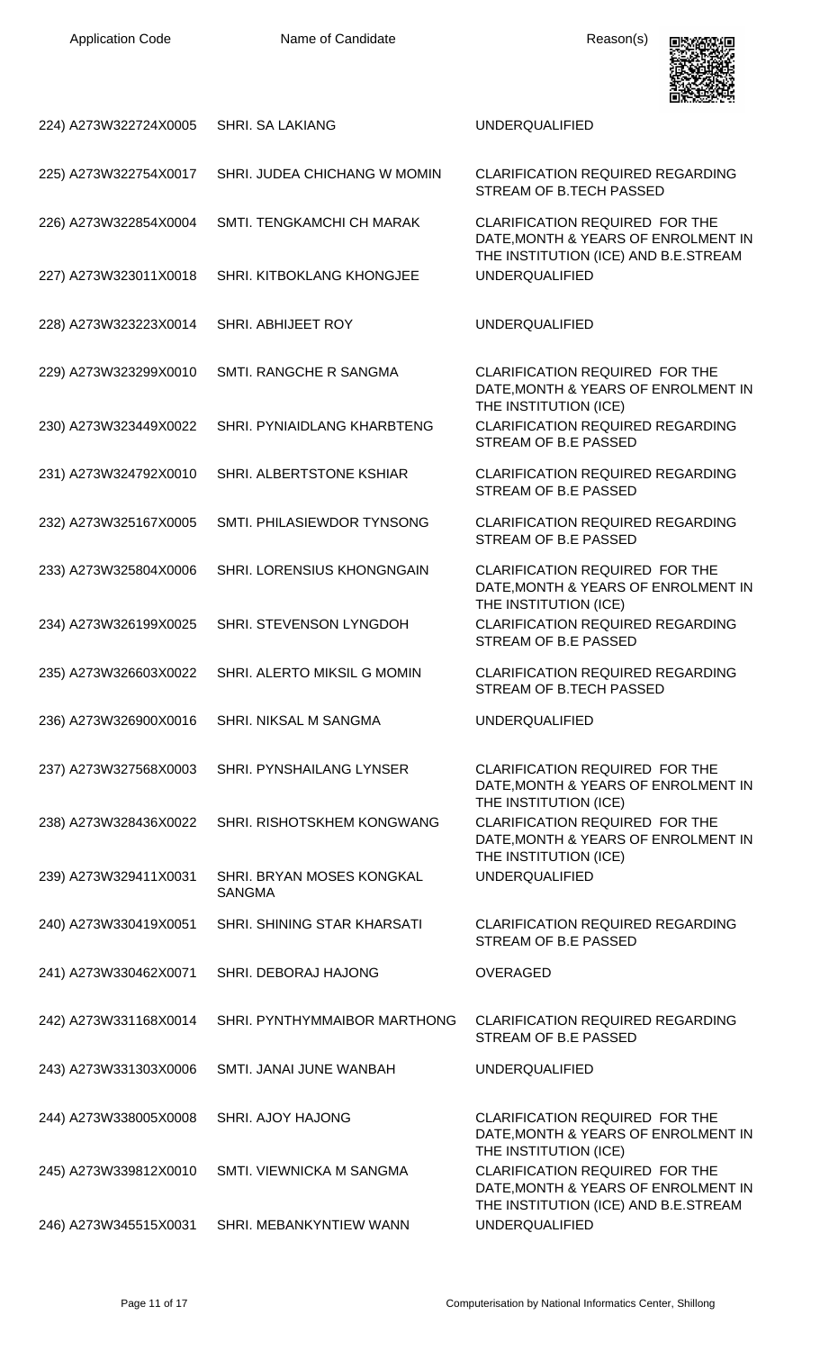| Application Code | Name of Candidate | Reason(s) |
| --- | --- | --- |
| 224) A273W322724X0005 | SHRI. SA LAKIANG | UNDERQUALIFIED |
| 225) A273W322754X0017 | SHRI. JUDEA CHICHANG W MOMIN | CLARIFICATION REQUIRED REGARDING STREAM OF B.TECH PASSED |
| 226) A273W322854X0004 | SMTI. TENGKAMCHI CH MARAK | CLARIFICATION REQUIRED FOR THE DATE,MONTH & YEARS OF ENROLMENT IN THE INSTITUTION (ICE) AND B.E.STREAM |
| 227) A273W323011X0018 | SHRI. KITBOKLANG KHONGJEE | UNDERQUALIFIED |
| 228) A273W323223X0014 | SHRI. ABHIJEET ROY | UNDERQUALIFIED |
| 229) A273W323299X0010 | SMTI. RANGCHE R SANGMA | CLARIFICATION REQUIRED FOR THE DATE,MONTH & YEARS OF ENROLMENT IN THE INSTITUTION (ICE) |
| 230) A273W323449X0022 | SHRI. PYNIAIDLANG KHARBTENG | CLARIFICATION REQUIRED REGARDING STREAM OF B.E PASSED |
| 231) A273W324792X0010 | SHRI. ALBERTSTONE KSHIAR | CLARIFICATION REQUIRED REGARDING STREAM OF B.E PASSED |
| 232) A273W325167X0005 | SMTI. PHILASIEWDOR TYNSONG | CLARIFICATION REQUIRED REGARDING STREAM OF B.E PASSED |
| 233) A273W325804X0006 | SHRI. LORENSIUS KHONGNGAIN | CLARIFICATION REQUIRED FOR THE DATE,MONTH & YEARS OF ENROLMENT IN THE INSTITUTION (ICE) |
| 234) A273W326199X0025 | SHRI. STEVENSON LYNGDOH | CLARIFICATION REQUIRED REGARDING STREAM OF B.E PASSED |
| 235) A273W326603X0022 | SHRI. ALERTO MIKSIL G MOMIN | CLARIFICATION REQUIRED REGARDING STREAM OF B.TECH PASSED |
| 236) A273W326900X0016 | SHRI. NIKSAL M SANGMA | UNDERQUALIFIED |
| 237) A273W327568X0003 | SHRI. PYNSHAILANG LYNSER | CLARIFICATION REQUIRED FOR THE DATE,MONTH & YEARS OF ENROLMENT IN THE INSTITUTION (ICE) |
| 238) A273W328436X0022 | SHRI. RISHOTSKHEM KONGWANG | CLARIFICATION REQUIRED FOR THE DATE,MONTH & YEARS OF ENROLMENT IN THE INSTITUTION (ICE) |
| 239) A273W329411X0031 | SHRI. BRYAN MOSES KONGKAL SANGMA | UNDERQUALIFIED |
| 240) A273W330419X0051 | SHRI. SHINING STAR KHARSATI | CLARIFICATION REQUIRED REGARDING STREAM OF B.E PASSED |
| 241) A273W330462X0071 | SHRI. DEBORAJ HAJONG | OVERAGED |
| 242) A273W331168X0014 | SHRI. PYNTHYMMAIBOR MARTHONG | CLARIFICATION REQUIRED REGARDING STREAM OF B.E PASSED |
| 243) A273W331303X0006 | SMTI. JANAI JUNE WANBAH | UNDERQUALIFIED |
| 244) A273W338005X0008 | SHRI. AJOY HAJONG | CLARIFICATION REQUIRED FOR THE DATE,MONTH & YEARS OF ENROLMENT IN THE INSTITUTION (ICE) |
| 245) A273W339812X0010 | SMTI. VIEWNICKA M SANGMA | CLARIFICATION REQUIRED FOR THE DATE,MONTH & YEARS OF ENROLMENT IN THE INSTITUTION (ICE) AND B.E.STREAM |
| 246) A273W345515X0031 | SHRI. MEBANKYNTIEW WANN | UNDERQUALIFIED |

Computerisation by National Informatics Center, Shillong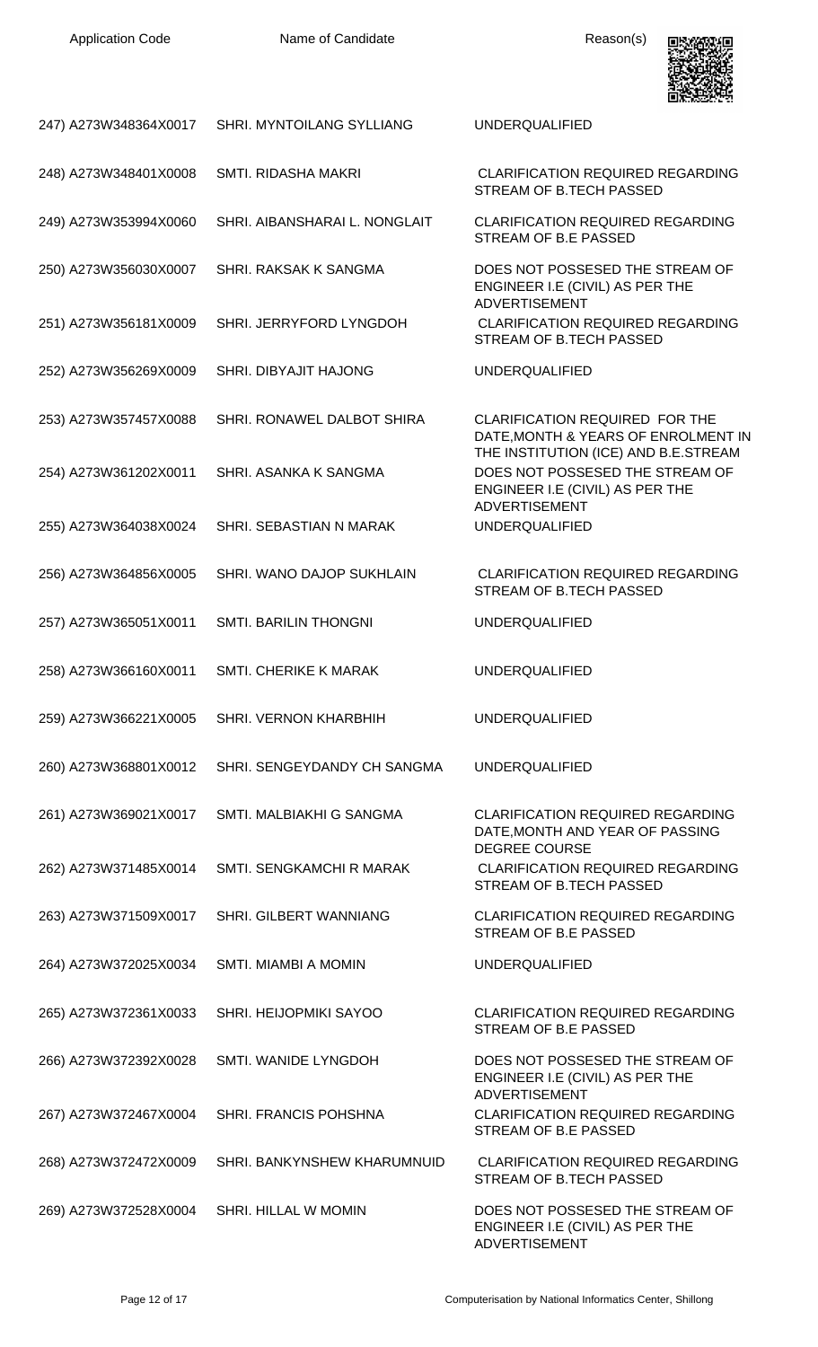| Application Code | Name of Candidate | Reason(s) |
| --- | --- | --- |
| 247) A273W348364X0017 | SHRI. MYNTOILANG SYLLIANG | UNDERQUALIFIED |
| 248) A273W348401X0008 | SMTI. RIDASHA MAKRI | CLARIFICATION REQUIRED REGARDING STREAM OF B.TECH PASSED |
| 249) A273W353994X0060 | SHRI. AIBANSHARAI L. NONGLAIT | CLARIFICATION REQUIRED REGARDING STREAM OF B.E PASSED |
| 250) A273W356030X0007 | SHRI. RAKSAK K SANGMA | DOES NOT POSSESED THE STREAM OF ENGINEER I.E (CIVIL) AS PER THE ADVERTISEMENT |
| 251) A273W356181X0009 | SHRI. JERRYFORD LYNGDOH | CLARIFICATION REQUIRED REGARDING STREAM OF B.TECH PASSED |
| 252) A273W356269X0009 | SHRI. DIBYAJIT HAJONG | UNDERQUALIFIED |
| 253) A273W357457X0088 | SHRI. RONAWEL DALBOT SHIRA | CLARIFICATION REQUIRED FOR THE DATE,MONTH & YEARS OF ENROLMENT IN THE INSTITUTION (ICE) AND B.E.STREAM |
| 254) A273W361202X0011 | SHRI. ASANKA K SANGMA | DOES NOT POSSESED THE STREAM OF ENGINEER I.E (CIVIL) AS PER THE ADVERTISEMENT |
| 255) A273W364038X0024 | SHRI. SEBASTIAN N MARAK | UNDERQUALIFIED |
| 256) A273W364856X0005 | SHRI. WANO DAJOP SUKHLAIN | CLARIFICATION REQUIRED REGARDING STREAM OF B.TECH PASSED |
| 257) A273W365051X0011 | SMTI. BARILIN THONGNI | UNDERQUALIFIED |
| 258) A273W366160X0011 | SMTI. CHERIKE K MARAK | UNDERQUALIFIED |
| 259) A273W366221X0005 | SHRI. VERNON KHARBHIH | UNDERQUALIFIED |
| 260) A273W368801X0012 | SHRI. SENGEYDANDY CH SANGMA | UNDERQUALIFIED |
| 261) A273W369021X0017 | SMTI. MALBIAKHI G SANGMA | CLARIFICATION REQUIRED REGARDING DATE,MONTH AND YEAR OF PASSING DEGREE COURSE |
| 262) A273W371485X0014 | SMTI. SENGKAMCHI R MARAK | CLARIFICATION REQUIRED REGARDING STREAM OF B.TECH PASSED |
| 263) A273W371509X0017 | SHRI. GILBERT WANNIANG | CLARIFICATION REQUIRED REGARDING STREAM OF B.E PASSED |
| 264) A273W372025X0034 | SMTI. MIAMBI A MOMIN | UNDERQUALIFIED |
| 265) A273W372361X0033 | SHRI. HEIJOPMIKI SAYOO | CLARIFICATION REQUIRED REGARDING STREAM OF B.E PASSED |
| 266) A273W372392X0028 | SMTI. WANIDE LYNGDOH | DOES NOT POSSESED THE STREAM OF ENGINEER I.E (CIVIL) AS PER THE ADVERTISEMENT |
| 267) A273W372467X0004 | SHRI. FRANCIS POHSHNA | CLARIFICATION REQUIRED REGARDING STREAM OF B.E PASSED |
| 268) A273W372472X0009 | SHRI. BANKYNSHEW KHARUMNUID | CLARIFICATION REQUIRED REGARDING STREAM OF B.TECH PASSED |
| 269) A273W372528X0004 | SHRI. HILLAL W MOMIN | DOES NOT POSSESED THE STREAM OF ENGINEER I.E (CIVIL) AS PER THE ADVERTISEMENT |

Computerisation by National Informatics Center, Shillong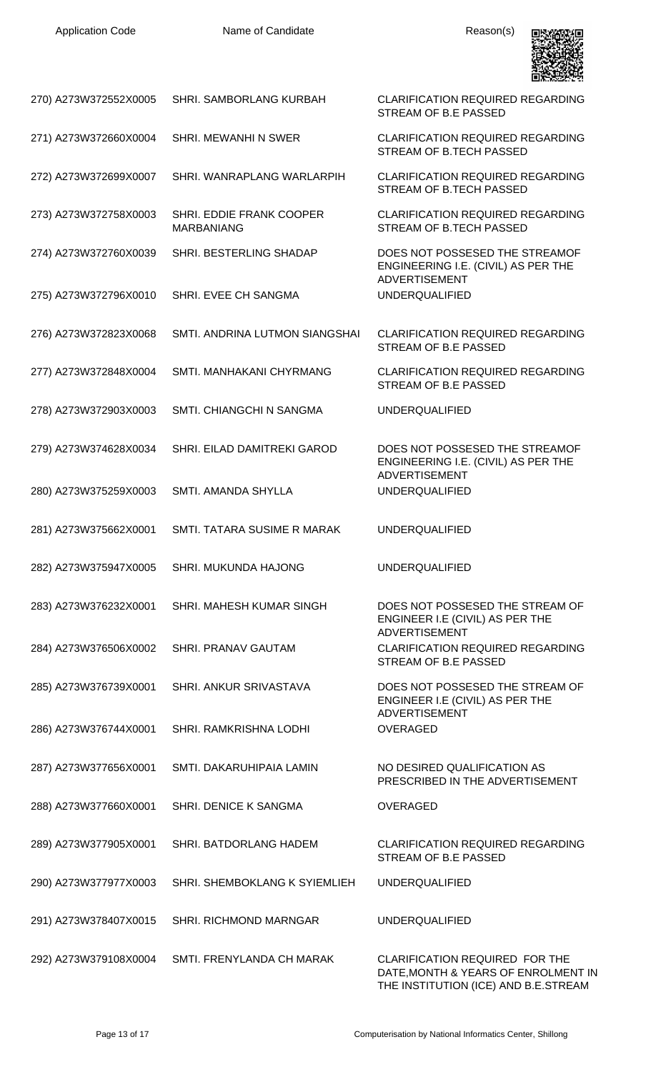| Application Code | Name of Candidate | Reason(s) |
|---|---|---|
| 270) A273W372552X0005 | SHRI. SAMBORLANG KURBAH | CLARIFICATION REQUIRED REGARDING STREAM OF B.E PASSED |
| 271) A273W372660X0004 | SHRI. MEWANHI N SWER | CLARIFICATION REQUIRED REGARDING STREAM OF B.TECH PASSED |
| 272) A273W372699X0007 | SHRI. WANRAPLANG WARLARPIH | CLARIFICATION REQUIRED REGARDING STREAM OF B.TECH PASSED |
| 273) A273W372758X0003 | SHRI. EDDIE FRANK COOPER MARBANIANG | CLARIFICATION REQUIRED REGARDING STREAM OF B.TECH PASSED |
| 274) A273W372760X0039 | SHRI. BESTERLING SHADAP | DOES NOT POSSESED THE STREAMOF ENGINEERING I.E. (CIVIL) AS PER THE ADVERTISEMENT |
| 275) A273W372796X0010 | SHRI. EVEE CH SANGMA | UNDERQUALIFIED |
| 276) A273W372823X0068 | SMTI. ANDRINA LUTMON SIANGSHAI | CLARIFICATION REQUIRED REGARDING STREAM OF B.E PASSED |
| 277) A273W372848X0004 | SMTI. MANHAKANI CHYRMANG | CLARIFICATION REQUIRED REGARDING STREAM OF B.E PASSED |
| 278) A273W372903X0003 | SMTI. CHIANGCHI N SANGMA | UNDERQUALIFIED |
| 279) A273W374628X0034 | SHRI. EILAD DAMITREKI GAROD | DOES NOT POSSESED THE STREAMOF ENGINEERING I.E. (CIVIL) AS PER THE ADVERTISEMENT |
| 280) A273W375259X0003 | SMTI. AMANDA SHYLLA | UNDERQUALIFIED |
| 281) A273W375662X0001 | SMTI. TATARA SUSIME R MARAK | UNDERQUALIFIED |
| 282) A273W375947X0005 | SHRI. MUKUNDA HAJONG | UNDERQUALIFIED |
| 283) A273W376232X0001 | SHRI. MAHESH KUMAR SINGH | DOES NOT POSSESED THE STREAM OF ENGINEER I.E (CIVIL) AS PER THE ADVERTISEMENT |
| 284) A273W376506X0002 | SHRI. PRANAV GAUTAM | CLARIFICATION REQUIRED REGARDING STREAM OF B.E PASSED |
| 285) A273W376739X0001 | SHRI. ANKUR SRIVASTAVA | DOES NOT POSSESED THE STREAM OF ENGINEER I.E (CIVIL) AS PER THE ADVERTISEMENT |
| 286) A273W376744X0001 | SHRI. RAMKRISHNA LODHI | OVERAGED |
| 287) A273W377656X0001 | SMTI. DAKARUHIPAIA LAMIN | NO DESIRED QUALIFICATION AS PRESCRIBED IN THE ADVERTISEMENT |
| 288) A273W377660X0001 | SHRI. DENICE K SANGMA | OVERAGED |
| 289) A273W377905X0001 | SHRI. BATDORLANG HADEM | CLARIFICATION REQUIRED REGARDING STREAM OF B.E PASSED |
| 290) A273W377977X0003 | SHRI. SHEMBOKLANG K SYIEMLIEH | UNDERQUALIFIED |
| 291) A273W378407X0015 | SHRI. RICHMOND MARNGAR | UNDERQUALIFIED |
| 292) A273W379108X0004 | SMTI. FRENYLANDA CH MARAK | CLARIFICATION REQUIRED FOR THE DATE,MONTH & YEARS OF ENROLMENT IN THE INSTITUTION (ICE) AND B.E.STREAM |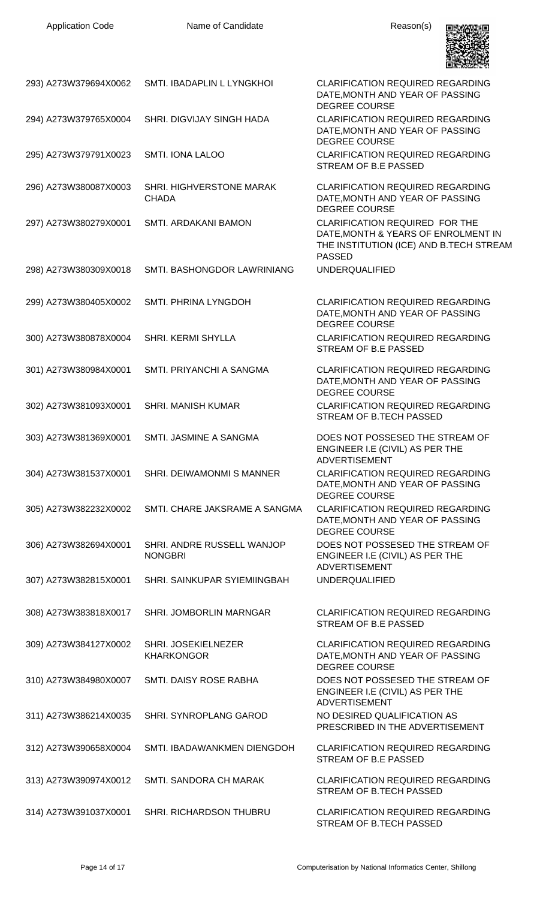| Application Code | Name of Candidate | Reason(s) |
|---|---|---|
| 293) A273W379694X0062 | SMTI. IBADAPLIN L LYNGKHOI | CLARIFICATION REQUIRED REGARDING DATE,MONTH AND YEAR OF PASSING DEGREE COURSE |
| 294) A273W379765X0004 | SHRI. DIGVIJAY SINGH HADA | CLARIFICATION REQUIRED REGARDING DATE,MONTH AND YEAR OF PASSING DEGREE COURSE |
| 295) A273W379791X0023 | SMTI. IONA LALOO | CLARIFICATION REQUIRED REGARDING STREAM OF B.E PASSED |
| 296) A273W380087X0003 | SHRI. HIGHVERSTONE MARAK CHADA | CLARIFICATION REQUIRED REGARDING DATE,MONTH AND YEAR OF PASSING DEGREE COURSE |
| 297) A273W380279X0001 | SMTI. ARDAKANI BAMON | CLARIFICATION REQUIRED FOR THE DATE,MONTH & YEARS OF ENROLMENT IN THE INSTITUTION (ICE) AND B.TECH STREAM PASSED |
| 298) A273W380309X0018 | SMTI. BASHONGDOR LAWRINIANG | UNDERQUALIFIED |
| 299) A273W380405X0002 | SMTI. PHRINA LYNGDOH | CLARIFICATION REQUIRED REGARDING DATE,MONTH AND YEAR OF PASSING DEGREE COURSE |
| 300) A273W380878X0004 | SHRI. KERMI SHYLLA | CLARIFICATION REQUIRED REGARDING STREAM OF B.E PASSED |
| 301) A273W380984X0001 | SMTI. PRIYANCHI A SANGMA | CLARIFICATION REQUIRED REGARDING DATE,MONTH AND YEAR OF PASSING DEGREE COURSE |
| 302) A273W381093X0001 | SHRI. MANISH KUMAR | CLARIFICATION REQUIRED REGARDING STREAM OF B.TECH PASSED |
| 303) A273W381369X0001 | SMTI. JASMINE A SANGMA | DOES NOT POSSESED THE STREAM OF ENGINEER I.E (CIVIL) AS PER THE ADVERTISEMENT |
| 304) A273W381537X0001 | SHRI. DEIWAMONMI S MANNER | CLARIFICATION REQUIRED REGARDING DATE,MONTH AND YEAR OF PASSING DEGREE COURSE |
| 305) A273W382232X0002 | SMTI. CHARE JAKSRAME A SANGMA | CLARIFICATION REQUIRED REGARDING DATE,MONTH AND YEAR OF PASSING DEGREE COURSE |
| 306) A273W382694X0001 | SHRI. ANDRE RUSSELL WANJOP NONGBRI | DOES NOT POSSESED THE STREAM OF ENGINEER I.E (CIVIL) AS PER THE ADVERTISEMENT |
| 307) A273W382815X0001 | SHRI. SAINKUPAR SYIEMIINGBAH | UNDERQUALIFIED |
| 308) A273W383818X0017 | SHRI. JOMBORLIN MARNGAR | CLARIFICATION REQUIRED REGARDING STREAM OF B.E PASSED |
| 309) A273W384127X0002 | SHRI. JOSEKIELNEZER KHARKONGOR | CLARIFICATION REQUIRED REGARDING DATE,MONTH AND YEAR OF PASSING DEGREE COURSE |
| 310) A273W384980X0007 | SMTI. DAISY ROSE RABHA | DOES NOT POSSESED THE STREAM OF ENGINEER I.E (CIVIL) AS PER THE ADVERTISEMENT |
| 311) A273W386214X0035 | SHRI. SYNROPLANG GAROD | NO DESIRED QUALIFICATION AS PRESCRIBED IN THE ADVERTISEMENT |
| 312) A273W390658X0004 | SMTI. IBADAWANKMEN DIENGDOH | CLARIFICATION REQUIRED REGARDING STREAM OF B.E PASSED |
| 313) A273W390974X0012 | SMTI. SANDORA CH MARAK | CLARIFICATION REQUIRED REGARDING STREAM OF B.TECH PASSED |
| 314) A273W391037X0001 | SHRI. RICHARDSON THUBRU | CLARIFICATION REQUIRED REGARDING STREAM OF B.TECH PASSED |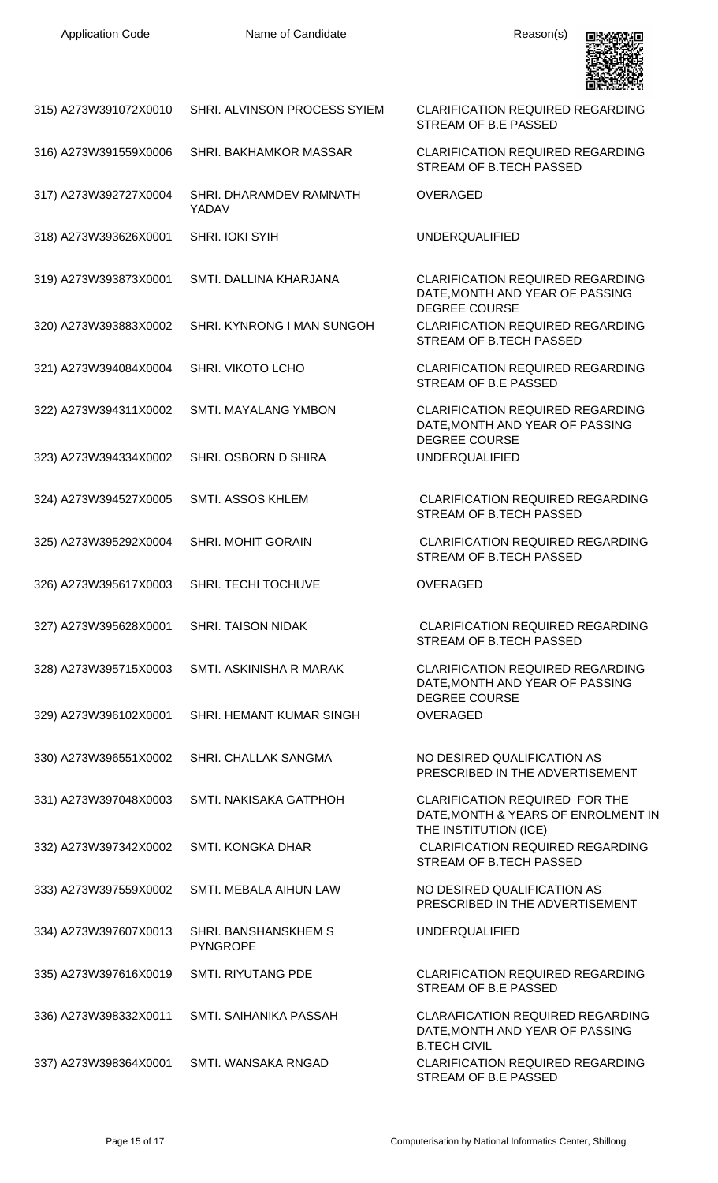| Application Code | Name of Candidate | Reason(s) |
| --- | --- | --- |
| 315) A273W391072X0010 | SHRI. ALVINSON PROCESS SYIEM | CLARIFICATION REQUIRED REGARDING STREAM OF B.E PASSED |
| 316) A273W391559X0006 | SHRI. BAKHAMKOR MASSAR | CLARIFICATION REQUIRED REGARDING STREAM OF B.TECH PASSED |
| 317) A273W392727X0004 | SHRI. DHARAMDEV RAMNATH YADAV | OVERAGED |
| 318) A273W393626X0001 | SHRI. IOKI SYIH | UNDERQUALIFIED |
| 319) A273W393873X0001 | SMTI. DALLINA KHARJANA | CLARIFICATION REQUIRED REGARDING DATE,MONTH AND YEAR OF PASSING DEGREE COURSE |
| 320) A273W393883X0002 | SHRI. KYNRONG I MAN SUNGOH | CLARIFICATION REQUIRED REGARDING STREAM OF B.TECH PASSED |
| 321) A273W394084X0004 | SHRI. VIKOTO LCHO | CLARIFICATION REQUIRED REGARDING STREAM OF B.E PASSED |
| 322) A273W394311X0002 | SMTI. MAYALANG YMBON | CLARIFICATION REQUIRED REGARDING DATE,MONTH AND YEAR OF PASSING DEGREE COURSE |
| 323) A273W394334X0002 | SHRI. OSBORN D SHIRA | UNDERQUALIFIED |
| 324) A273W394527X0005 | SMTI. ASSOS KHLEM | CLARIFICATION REQUIRED REGARDING STREAM OF B.TECH PASSED |
| 325) A273W395292X0004 | SHRI. MOHIT GORAIN | CLARIFICATION REQUIRED REGARDING STREAM OF B.TECH PASSED |
| 326) A273W395617X0003 | SHRI. TECHI TOCHUVE | OVERAGED |
| 327) A273W395628X0001 | SHRI. TAISON NIDAK | CLARIFICATION REQUIRED REGARDING STREAM OF B.TECH PASSED |
| 328) A273W395715X0003 | SMTI. ASKINISHA R MARAK | CLARIFICATION REQUIRED REGARDING DATE,MONTH AND YEAR OF PASSING DEGREE COURSE |
| 329) A273W396102X0001 | SHRI. HEMANT KUMAR SINGH | OVERAGED |
| 330) A273W396551X0002 | SHRI. CHALLAK SANGMA | NO DESIRED QUALIFICATION AS PRESCRIBED IN THE ADVERTISEMENT |
| 331) A273W397048X0003 | SMTI. NAKISAKA GATPHOH | CLARIFICATION REQUIRED FOR THE DATE,MONTH & YEARS OF ENROLMENT IN THE INSTITUTION (ICE) |
| 332) A273W397342X0002 | SMTI. KONGKA DHAR | CLARIFICATION REQUIRED REGARDING STREAM OF B.TECH PASSED |
| 333) A273W397559X0002 | SMTI. MEBALA AIHUN LAW | NO DESIRED QUALIFICATION AS PRESCRIBED IN THE ADVERTISEMENT |
| 334) A273W397607X0013 | SHRI. BANSHANSKHEM S PYNGROPE | UNDERQUALIFIED |
| 335) A273W397616X0019 | SMTI. RIYUTANG PDE | CLARIFICATION REQUIRED REGARDING STREAM OF B.E PASSED |
| 336) A273W398332X0011 | SMTI. SAIHANIKA PASSAH | CLARAFICATION REQUIRED REGARDING DATE,MONTH AND YEAR OF PASSING B.TECH CIVIL |
| 337) A273W398364X0001 | SMTI. WANSAKA RNGAD | CLARIFICATION REQUIRED REGARDING STREAM OF B.E PASSED |

Computerisation by National Informatics Center, Shillong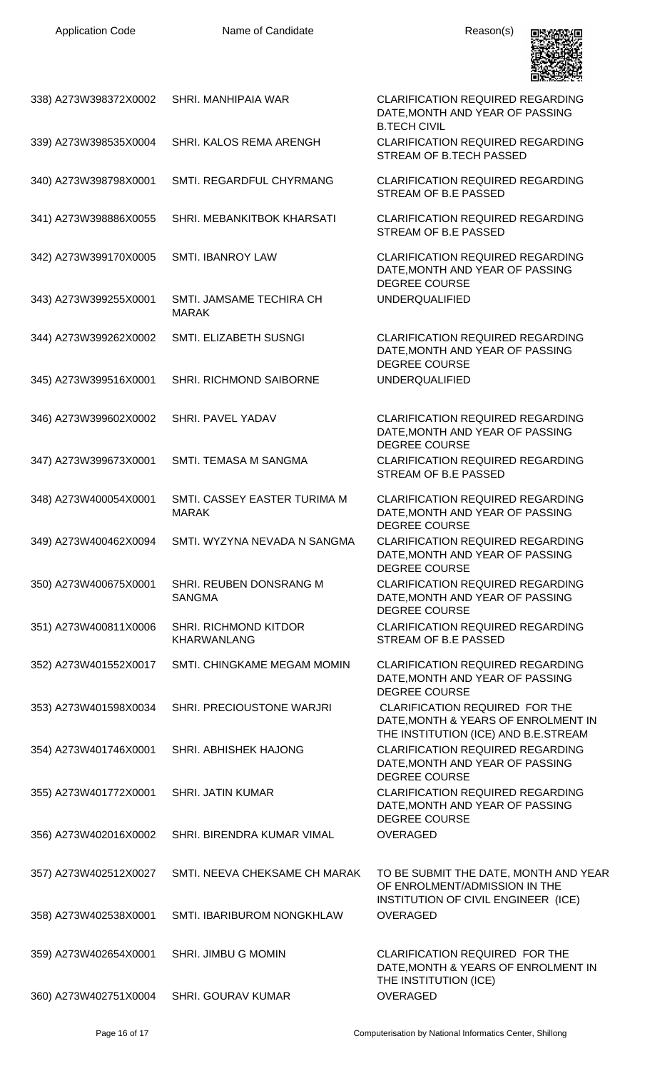| Application Code | Name of Candidate | Reason(s) |
|---|---|---|
| 338) A273W398372X0002 | SHRI. MANHIPAIA WAR | CLARIFICATION REQUIRED REGARDING DATE,MONTH AND YEAR OF PASSING B.TECH CIVIL |
| 339) A273W398535X0004 | SHRI. KALOS REMA ARENGH | CLARIFICATION REQUIRED REGARDING STREAM OF B.TECH PASSED |
| 340) A273W398798X0001 | SMTI. REGARDFUL CHYRMANG | CLARIFICATION REQUIRED REGARDING STREAM OF B.E PASSED |
| 341) A273W398886X0055 | SHRI. MEBANKITBOK KHARSATI | CLARIFICATION REQUIRED REGARDING STREAM OF B.E PASSED |
| 342) A273W399170X0005 | SMTI. IBANROY LAW | CLARIFICATION REQUIRED REGARDING DATE,MONTH AND YEAR OF PASSING DEGREE COURSE |
| 343) A273W399255X0001 | SMTI. JAMSAME TECHIRA CH MARAK | UNDERQUALIFIED |
| 344) A273W399262X0002 | SMTI. ELIZABETH SUSNGI | CLARIFICATION REQUIRED REGARDING DATE,MONTH AND YEAR OF PASSING DEGREE COURSE |
| 345) A273W399516X0001 | SHRI. RICHMOND SAIBORNE | UNDERQUALIFIED |
| 346) A273W399602X0002 | SHRI. PAVEL YADAV | CLARIFICATION REQUIRED REGARDING DATE,MONTH AND YEAR OF PASSING DEGREE COURSE |
| 347) A273W399673X0001 | SMTI. TEMASA M SANGMA | CLARIFICATION REQUIRED REGARDING STREAM OF B.E PASSED |
| 348) A273W400054X0001 | SMTI. CASSEY EASTER TURIMA M MARAK | CLARIFICATION REQUIRED REGARDING DATE,MONTH AND YEAR OF PASSING DEGREE COURSE |
| 349) A273W400462X0094 | SMTI. WYZYNA NEVADA N SANGMA | CLARIFICATION REQUIRED REGARDING DATE,MONTH AND YEAR OF PASSING DEGREE COURSE |
| 350) A273W400675X0001 | SHRI. REUBEN DONSRANG M SANGMA | CLARIFICATION REQUIRED REGARDING DATE,MONTH AND YEAR OF PASSING DEGREE COURSE |
| 351) A273W400811X0006 | SHRI. RICHMOND KITDOR KHARWANLANG | CLARIFICATION REQUIRED REGARDING STREAM OF B.E PASSED |
| 352) A273W401552X0017 | SMTI. CHINGKAME MEGAM MOMIN | CLARIFICATION REQUIRED REGARDING DATE,MONTH AND YEAR OF PASSING DEGREE COURSE |
| 353) A273W401598X0034 | SHRI. PRECIOUSTONE WARJRI | CLARIFICATION REQUIRED FOR THE DATE,MONTH & YEARS OF ENROLMENT IN THE INSTITUTION (ICE) AND B.E.STREAM |
| 354) A273W401746X0001 | SHRI. ABHISHEK HAJONG | CLARIFICATION REQUIRED REGARDING DATE,MONTH AND YEAR OF PASSING DEGREE COURSE |
| 355) A273W401772X0001 | SHRI. JATIN KUMAR | CLARIFICATION REQUIRED REGARDING DATE,MONTH AND YEAR OF PASSING DEGREE COURSE |
| 356) A273W402016X0002 | SHRI. BIRENDRA KUMAR VIMAL | OVERAGED |
| 357) A273W402512X0027 | SMTI. NEEVA CHEKSAME CH MARAK | TO BE SUBMIT THE DATE, MONTH AND YEAR OF ENROLMENT/ADMISSION IN THE INSTITUTION OF CIVIL ENGINEER (ICE) |
| 358) A273W402538X0001 | SMTI. IBARIBUROM NONGKHLAW | OVERAGED |
| 359) A273W402654X0001 | SHRI. JIMBU G MOMIN | CLARIFICATION REQUIRED FOR THE DATE,MONTH & YEARS OF ENROLMENT IN THE INSTITUTION (ICE) |
| 360) A273W402751X0004 | SHRI. GOURAV KUMAR | OVERAGED |

Computerisation by National Informatics Center, Shillong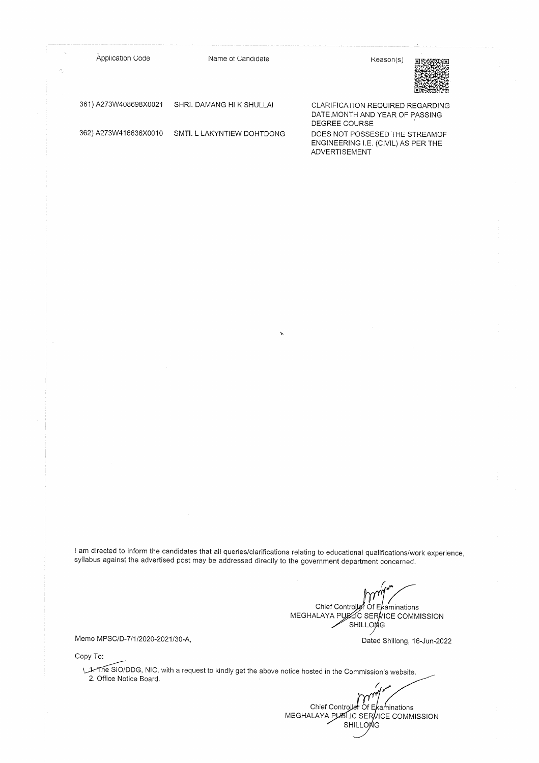| Application Code | Name of Candidate | Reason(s) |
|---|---|---|
| 361) A273W408698X0021 | SHRI. DAMANG HI K SHULLAI | CLARIFICATION REQUIRED REGARDING DATE,MONTH AND YEAR OF PASSING DEGREE COURSE |
| 362) A273W416636X0010 | SMTI. L LAKYNTIEW DOHTDONG | DOES NOT POSSESED THE STREAMOF ENGINEERING I.E. (CIVIL) AS PER THE ADVERTISEMENT |

I am directed to inform the candidates that all queries/clarifications relating to educational qualifications/work experience, syllabus against the advertised post may be addressed directly to the government department concerned.

Chief Controller Of Examinations
MEGHALAYA PUBLIC SERVICE COMMISSION
SHILLONG

Memo MPSC/D-7/1/2020-2021/30-A,

Dated Shillong, 16-Jun-2022

Copy To:

1. The SIO/DDG, NIC, with a request to kindly get the above notice hosted in the Commission's website.
2. Office Notice Board.

Chief Controller Of Examinations
MEGHALAYA PUBLIC SERVICE COMMISSION
SHILLONG